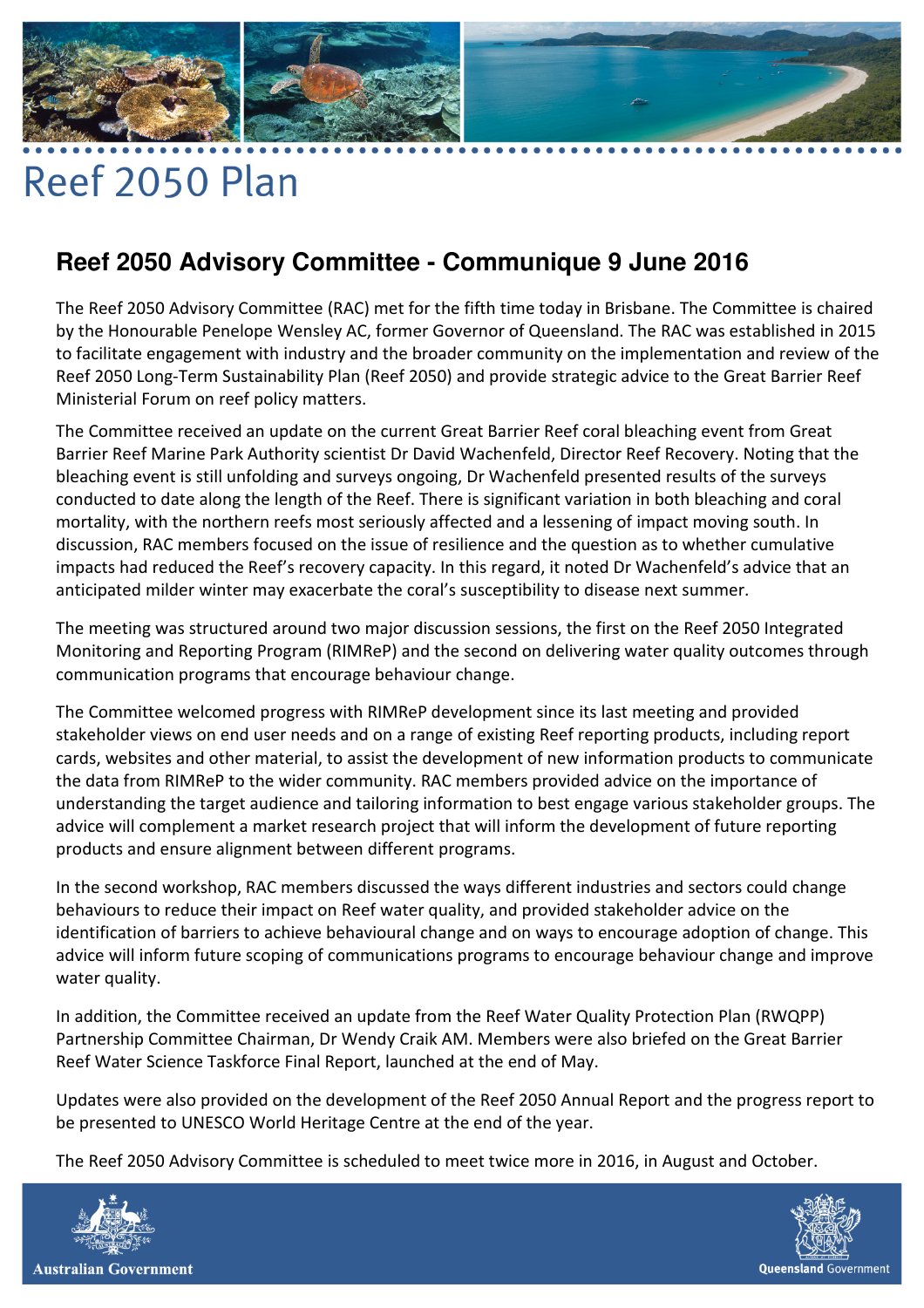# Reef 2050 Plan

## Reef 2050 Advisory Committee - Communique 9 June 2016

The Reef 2050 Advisory Committee (RAC) met for the fifth time today in Brisbane. The Committee is chaired by the Honourable Penelope Wensley AC, former Governor of Queensland. The RAC was established in 2015 to facilitate engagement with industry and the broader community on the implementation and review of the Reef 2050 Long-Term Sustainability Plan (Reef 2050) and provide strategic advice to the Great Barrier Reef Ministerial Forum on reef policy matters.

The Committee received an update on the current Great Barrier Reef coral bleaching event from Great Barrier Reef Marine Park Authority scientist Dr David Wachenfeld, Director Reef Recovery. Noting that the bleaching event is still unfolding and surveys ongoing, Dr Wachenfeld presented results of the surveys conducted to date along the length of the Reef. There is significant variation in both bleaching and coral mortality, with the northern reefs most seriously affected and a lessening of impact moving south. In discussion, RAC members focused on the issue of resilience and the question as to whether cumulative impacts had reduced the Reef's recovery capacity. In this regard, it noted Dr Wachenfeld's advice that an anticipated milder winter may exacerbate the coral's susceptibility to disease next summer.

The meeting was structured around two major discussion sessions, the first on the Reef 2050 Integrated Monitoring and Reporting Program (RIMReP) and the second on delivering water quality outcomes through communication programs that encourage behaviour change.

The Committee welcomed progress with RIMReP development since its last meeting and provided stakeholder views on end user needs and on a range of existing Reef reporting products, including report cards, websites and other material, to assist the development of new information products to communicate the data from RIMReP to the wider community. RAC members provided advice on the importance of understanding the target audience and tailoring information to best engage various stakeholder groups. The advice will complement a market research project that will inform the development of future reporting products and ensure alignment between different programs.

In the second workshop, RAC members discussed the ways different industries and sectors could change behaviours to reduce their impact on Reef water quality, and provided stakeholder advice on the identification of barriers to achieve behavioural change and on ways to encourage adoption of change. This advice will inform future scoping of communications programs to encourage behaviour change and improve water quality.

In addition, the Committee received an update from the Reef Water Quality Protection Plan (RWQPP) Partnership Committee Chairman, Dr Wendy Craik AM. Members were also briefed on the Great Barrier Reef Water Science Taskforce Final Report, launched at the end of May.

Updates were also provided on the development of the Reef 2050 Annual Report and the progress report to be presented to UNESCO World Heritage Centre at the end of the year.

The Reef 2050 Advisory Committee is scheduled to meet twice more in 2016, in August and October.

Australian Government

Queensland Government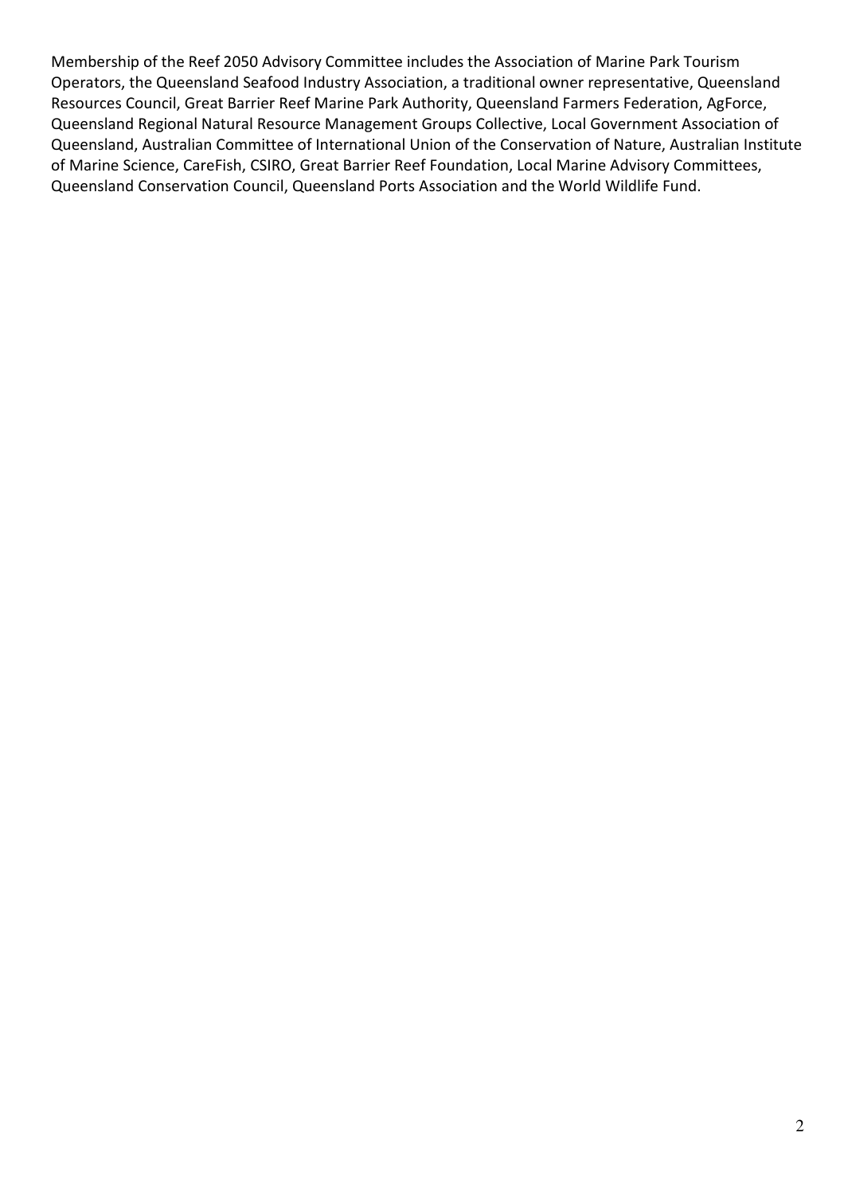Membership of the Reef 2050 Advisory Committee includes the Association of Marine Park Tourism Operators, the Queensland Seafood Industry Association, a traditional owner representative, Queensland Resources Council, Great Barrier Reef Marine Park Authority, Queensland Farmers Federation, AgForce, Queensland Regional Natural Resource Management Groups Collective, Local Government Association of Queensland, Australian Committee of International Union of the Conservation of Nature, Australian Institute of Marine Science, CareFish, CSIRO, Great Barrier Reef Foundation, Local Marine Advisory Committees, Queensland Conservation Council, Queensland Ports Association and the World Wildlife Fund.